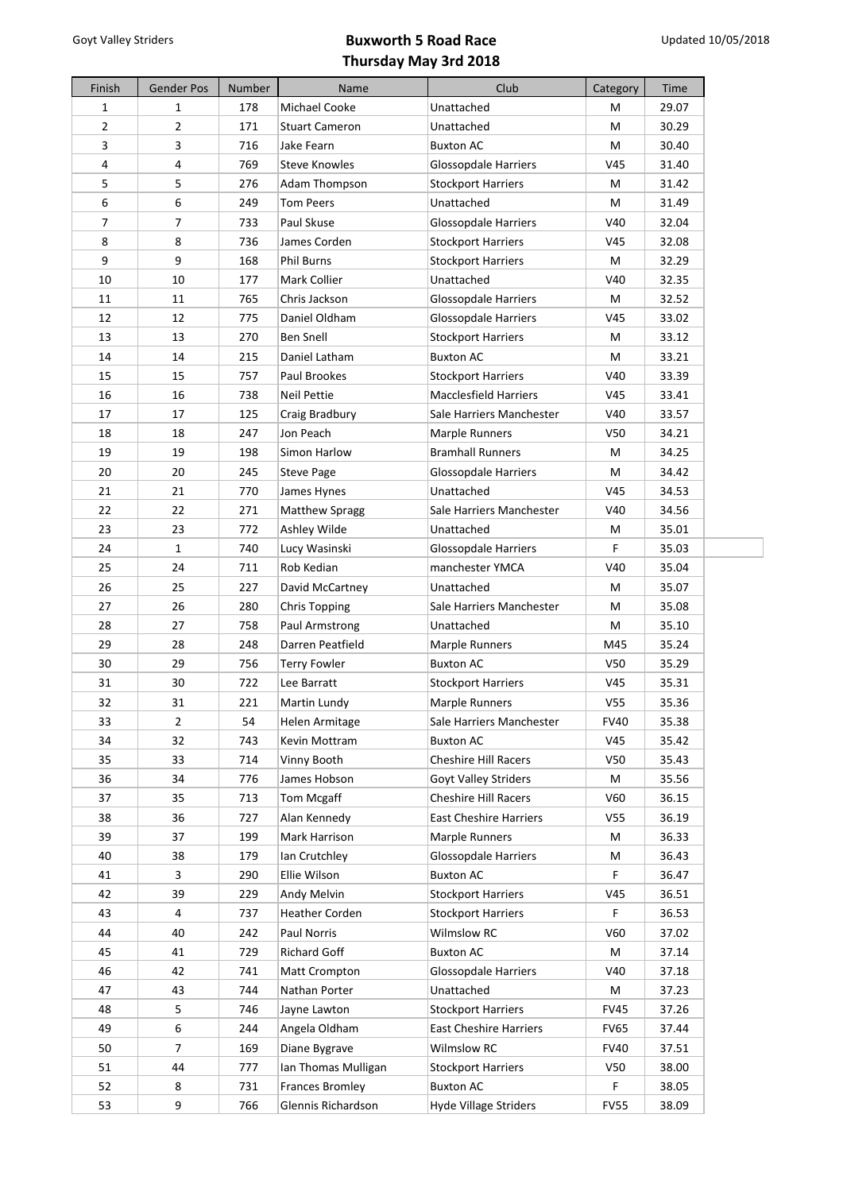Goyt Valley Striders

# Buxworth 5 Road Race

## Thursday May 3rd 2018

Updated 10/05/2018

| Finish | Gender Pos | Number | Name | Club | Category | Time |
|---|---|---|---|---|---|---|
| 1 | 1 | 178 | Michael Cooke | Unattached | M | 29.07 |
| 2 | 2 | 171 | Stuart Cameron | Unattached | M | 30.29 |
| 3 | 3 | 716 | Jake Fearn | Buxton AC | M | 30.40 |
| 4 | 4 | 769 | Steve Knowles | Glossopdale Harriers | V45 | 31.40 |
| 5 | 5 | 276 | Adam Thompson | Stockport Harriers | M | 31.42 |
| 6 | 6 | 249 | Tom Peers | Unattached | M | 31.49 |
| 7 | 7 | 733 | Paul Skuse | Glossopdale Harriers | V40 | 32.04 |
| 8 | 8 | 736 | James Corden | Stockport Harriers | V45 | 32.08 |
| 9 | 9 | 168 | Phil Burns | Stockport Harriers | M | 32.29 |
| 10 | 10 | 177 | Mark Collier | Unattached | V40 | 32.35 |
| 11 | 11 | 765 | Chris Jackson | Glossopdale Harriers | M | 32.52 |
| 12 | 12 | 775 | Daniel Oldham | Glossopdale Harriers | V45 | 33.02 |
| 13 | 13 | 270 | Ben Snell | Stockport Harriers | M | 33.12 |
| 14 | 14 | 215 | Daniel Latham | Buxton AC | M | 33.21 |
| 15 | 15 | 757 | Paul Brookes | Stockport Harriers | V40 | 33.39 |
| 16 | 16 | 738 | Neil Pettie | Macclesfield Harriers | V45 | 33.41 |
| 17 | 17 | 125 | Craig Bradbury | Sale Harriers Manchester | V40 | 33.57 |
| 18 | 18 | 247 | Jon Peach | Marple Runners | V50 | 34.21 |
| 19 | 19 | 198 | Simon Harlow | Bramhall Runners | M | 34.25 |
| 20 | 20 | 245 | Steve Page | Glossopdale Harriers | M | 34.42 |
| 21 | 21 | 770 | James Hynes | Unattached | V45 | 34.53 |
| 22 | 22 | 271 | Matthew Spragg | Sale Harriers Manchester | V40 | 34.56 |
| 23 | 23 | 772 | Ashley Wilde | Unattached | M | 35.01 |
| 24 | 1 | 740 | Lucy Wasinski | Glossopdale Harriers | F | 35.03 |
| 25 | 24 | 711 | Rob Kedian | manchester YMCA | V40 | 35.04 |
| 26 | 25 | 227 | David McCartney | Unattached | M | 35.07 |
| 27 | 26 | 280 | Chris Topping | Sale Harriers Manchester | M | 35.08 |
| 28 | 27 | 758 | Paul Armstrong | Unattached | M | 35.10 |
| 29 | 28 | 248 | Darren Peatfield | Marple Runners | M45 | 35.24 |
| 30 | 29 | 756 | Terry Fowler | Buxton AC | V50 | 35.29 |
| 31 | 30 | 722 | Lee Barratt | Stockport Harriers | V45 | 35.31 |
| 32 | 31 | 221 | Martin Lundy | Marple Runners | V55 | 35.36 |
| 33 | 2 | 54 | Helen Armitage | Sale Harriers Manchester | FV40 | 35.38 |
| 34 | 32 | 743 | Kevin Mottram | Buxton AC | V45 | 35.42 |
| 35 | 33 | 714 | Vinny Booth | Cheshire Hill Racers | V50 | 35.43 |
| 36 | 34 | 776 | James Hobson | Goyt Valley Striders | M | 35.56 |
| 37 | 35 | 713 | Tom Mcgaff | Cheshire Hill Racers | V60 | 36.15 |
| 38 | 36 | 727 | Alan Kennedy | East Cheshire Harriers | V55 | 36.19 |
| 39 | 37 | 199 | Mark Harrison | Marple Runners | M | 36.33 |
| 40 | 38 | 179 | Ian Crutchley | Glossopdale Harriers | M | 36.43 |
| 41 | 3 | 290 | Ellie Wilson | Buxton AC | F | 36.47 |
| 42 | 39 | 229 | Andy Melvin | Stockport Harriers | V45 | 36.51 |
| 43 | 4 | 737 | Heather Corden | Stockport Harriers | F | 36.53 |
| 44 | 40 | 242 | Paul Norris | Wilmslow RC | V60 | 37.02 |
| 45 | 41 | 729 | Richard Goff | Buxton AC | M | 37.14 |
| 46 | 42 | 741 | Matt Crompton | Glossopdale Harriers | V40 | 37.18 |
| 47 | 43 | 744 | Nathan Porter | Unattached | M | 37.23 |
| 48 | 5 | 746 | Jayne Lawton | Stockport Harriers | FV45 | 37.26 |
| 49 | 6 | 244 | Angela Oldham | East Cheshire Harriers | FV65 | 37.44 |
| 50 | 7 | 169 | Diane Bygrave | Wilmslow RC | FV40 | 37.51 |
| 51 | 44 | 777 | Ian Thomas Mulligan | Stockport Harriers | V50 | 38.00 |
| 52 | 8 | 731 | Frances Bromley | Buxton AC | F | 38.05 |
| 53 | 9 | 766 | Glennis Richardson | Hyde Village Striders | FV55 | 38.09 |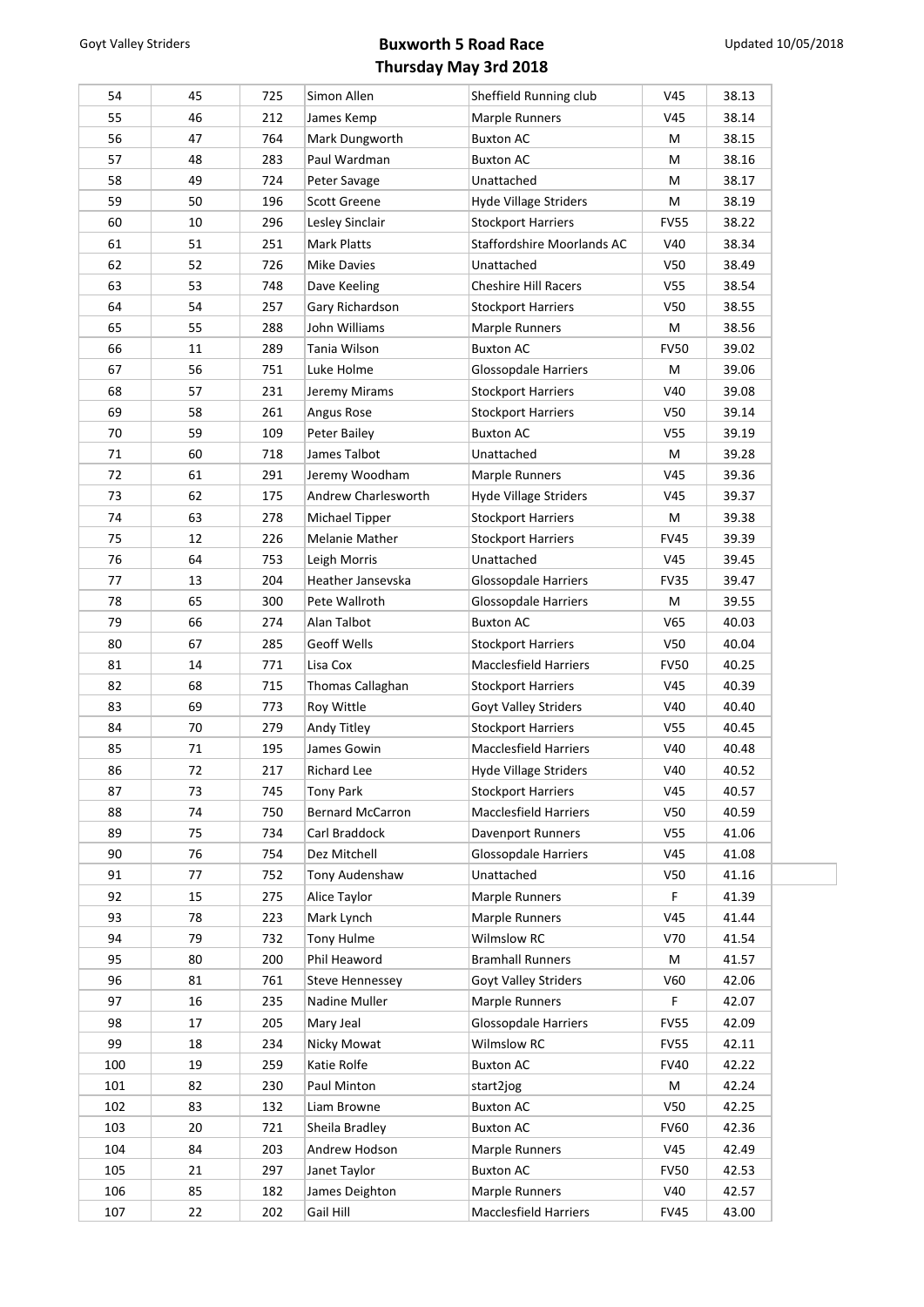# Buxworth 5 Road Race

## Thursday May 3rd 2018

| | | | | | | |
|---|---|---|---|---|---|---|
| 54 | 45 | 725 | Simon Allen | Sheffield Running club | V45 | 38.13 |
| 55 | 46 | 212 | James Kemp | Marple Runners | V45 | 38.14 |
| 56 | 47 | 764 | Mark Dungworth | Buxton AC | M | 38.15 |
| 57 | 48 | 283 | Paul Wardman | Buxton AC | M | 38.16 |
| 58 | 49 | 724 | Peter Savage | Unattached | M | 38.17 |
| 59 | 50 | 196 | Scott Greene | Hyde Village Striders | M | 38.19 |
| 60 | 10 | 296 | Lesley Sinclair | Stockport Harriers | FV55 | 38.22 |
| 61 | 51 | 251 | Mark Platts | Staffordshire Moorlands AC | V40 | 38.34 |
| 62 | 52 | 726 | Mike Davies | Unattached | V50 | 38.49 |
| 63 | 53 | 748 | Dave Keeling | Cheshire Hill Racers | V55 | 38.54 |
| 64 | 54 | 257 | Gary Richardson | Stockport Harriers | V50 | 38.55 |
| 65 | 55 | 288 | John Williams | Marple Runners | M | 38.56 |
| 66 | 11 | 289 | Tania Wilson | Buxton AC | FV50 | 39.02 |
| 67 | 56 | 751 | Luke Holme | Glossopdale Harriers | M | 39.06 |
| 68 | 57 | 231 | Jeremy Mirams | Stockport Harriers | V40 | 39.08 |
| 69 | 58 | 261 | Angus Rose | Stockport Harriers | V50 | 39.14 |
| 70 | 59 | 109 | Peter Bailey | Buxton AC | V55 | 39.19 |
| 71 | 60 | 718 | James Talbot | Unattached | M | 39.28 |
| 72 | 61 | 291 | Jeremy Woodham | Marple Runners | V45 | 39.36 |
| 73 | 62 | 175 | Andrew Charlesworth | Hyde Village Striders | V45 | 39.37 |
| 74 | 63 | 278 | Michael Tipper | Stockport Harriers | M | 39.38 |
| 75 | 12 | 226 | Melanie Mather | Stockport Harriers | FV45 | 39.39 |
| 76 | 64 | 753 | Leigh Morris | Unattached | V45 | 39.45 |
| 77 | 13 | 204 | Heather Jansevska | Glossopdale Harriers | FV35 | 39.47 |
| 78 | 65 | 300 | Pete Wallroth | Glossopdale Harriers | M | 39.55 |
| 79 | 66 | 274 | Alan Talbot | Buxton AC | V65 | 40.03 |
| 80 | 67 | 285 | Geoff Wells | Stockport Harriers | V50 | 40.04 |
| 81 | 14 | 771 | Lisa Cox | Macclesfield Harriers | FV50 | 40.25 |
| 82 | 68 | 715 | Thomas Callaghan | Stockport Harriers | V45 | 40.39 |
| 83 | 69 | 773 | Roy Wittle | Goyt Valley Striders | V40 | 40.40 |
| 84 | 70 | 279 | Andy Titley | Stockport Harriers | V55 | 40.45 |
| 85 | 71 | 195 | James Gowin | Macclesfield Harriers | V40 | 40.48 |
| 86 | 72 | 217 | Richard Lee | Hyde Village Striders | V40 | 40.52 |
| 87 | 73 | 745 | Tony Park | Stockport Harriers | V45 | 40.57 |
| 88 | 74 | 750 | Bernard McCarron | Macclesfield Harriers | V50 | 40.59 |
| 89 | 75 | 734 | Carl Braddock | Davenport Runners | V55 | 41.06 |
| 90 | 76 | 754 | Dez Mitchell | Glossopdale Harriers | V45 | 41.08 |
| 91 | 77 | 752 | Tony Audenshaw | Unattached | V50 | 41.16 |
| 92 | 15 | 275 | Alice Taylor | Marple Runners | F | 41.39 |
| 93 | 78 | 223 | Mark Lynch | Marple Runners | V45 | 41.44 |
| 94 | 79 | 732 | Tony Hulme | Wilmslow RC | V70 | 41.54 |
| 95 | 80 | 200 | Phil Heaword | Bramhall Runners | M | 41.57 |
| 96 | 81 | 761 | Steve Hennessey | Goyt Valley Striders | V60 | 42.06 |
| 97 | 16 | 235 | Nadine Muller | Marple Runners | F | 42.07 |
| 98 | 17 | 205 | Mary Jeal | Glossopdale Harriers | FV55 | 42.09 |
| 99 | 18 | 234 | Nicky Mowat | Wilmslow RC | FV55 | 42.11 |
| 100 | 19 | 259 | Katie Rolfe | Buxton AC | FV40 | 42.22 |
| 101 | 82 | 230 | Paul Minton | start2jog | M | 42.24 |
| 102 | 83 | 132 | Liam Browne | Buxton AC | V50 | 42.25 |
| 103 | 20 | 721 | Sheila Bradley | Buxton AC | FV60 | 42.36 |
| 104 | 84 | 203 | Andrew Hodson | Marple Runners | V45 | 42.49 |
| 105 | 21 | 297 | Janet Taylor | Buxton AC | FV50 | 42.53 |
| 106 | 85 | 182 | James Deighton | Marple Runners | V40 | 42.57 |
| 107 | 22 | 202 | Gail Hill | Macclesfield Harriers | FV45 | 43.00 |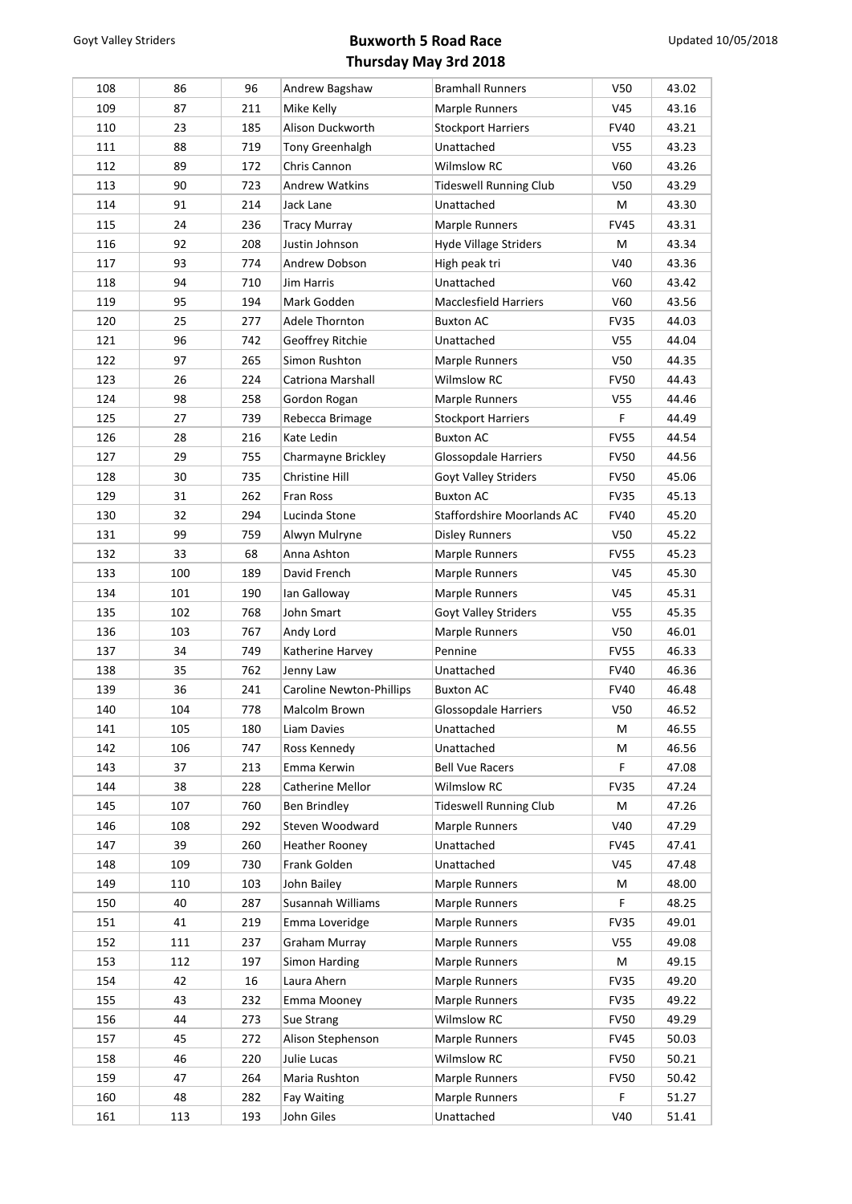# Buxworth 5 Road Race
## Thursday May 3rd 2018

| | | | | | | |
|---|---|---|---|---|---|---|
| 108 | 86 | 96 | Andrew Bagshaw | Bramhall Runners | V50 | 43.02 |
| 109 | 87 | 211 | Mike Kelly | Marple Runners | V45 | 43.16 |
| 110 | 23 | 185 | Alison Duckworth | Stockport Harriers | FV40 | 43.21 |
| 111 | 88 | 719 | Tony Greenhalgh | Unattached | V55 | 43.23 |
| 112 | 89 | 172 | Chris Cannon | Wilmslow RC | V60 | 43.26 |
| 113 | 90 | 723 | Andrew Watkins | Tideswell Running Club | V50 | 43.29 |
| 114 | 91 | 214 | Jack Lane | Unattached | M | 43.30 |
| 115 | 24 | 236 | Tracy Murray | Marple Runners | FV45 | 43.31 |
| 116 | 92 | 208 | Justin Johnson | Hyde Village Striders | M | 43.34 |
| 117 | 93 | 774 | Andrew Dobson | High peak tri | V40 | 43.36 |
| 118 | 94 | 710 | Jim Harris | Unattached | V60 | 43.42 |
| 119 | 95 | 194 | Mark Godden | Macclesfield Harriers | V60 | 43.56 |
| 120 | 25 | 277 | Adele Thornton | Buxton AC | FV35 | 44.03 |
| 121 | 96 | 742 | Geoffrey Ritchie | Unattached | V55 | 44.04 |
| 122 | 97 | 265 | Simon Rushton | Marple Runners | V50 | 44.35 |
| 123 | 26 | 224 | Catriona Marshall | Wilmslow RC | FV50 | 44.43 |
| 124 | 98 | 258 | Gordon Rogan | Marple Runners | V55 | 44.46 |
| 125 | 27 | 739 | Rebecca Brimage | Stockport Harriers | F | 44.49 |
| 126 | 28 | 216 | Kate Ledin | Buxton AC | FV55 | 44.54 |
| 127 | 29 | 755 | Charmayne Brickley | Glossopdale Harriers | FV50 | 44.56 |
| 128 | 30 | 735 | Christine Hill | Goyt Valley Striders | FV50 | 45.06 |
| 129 | 31 | 262 | Fran Ross | Buxton AC | FV35 | 45.13 |
| 130 | 32 | 294 | Lucinda Stone | Staffordshire Moorlands AC | FV40 | 45.20 |
| 131 | 99 | 759 | Alwyn Mulryne | Disley Runners | V50 | 45.22 |
| 132 | 33 | 68 | Anna Ashton | Marple Runners | FV55 | 45.23 |
| 133 | 100 | 189 | David French | Marple Runners | V45 | 45.30 |
| 134 | 101 | 190 | Ian Galloway | Marple Runners | V45 | 45.31 |
| 135 | 102 | 768 | John Smart | Goyt Valley Striders | V55 | 45.35 |
| 136 | 103 | 767 | Andy Lord | Marple Runners | V50 | 46.01 |
| 137 | 34 | 749 | Katherine Harvey | Pennine | FV55 | 46.33 |
| 138 | 35 | 762 | Jenny Law | Unattached | FV40 | 46.36 |
| 139 | 36 | 241 | Caroline Newton-Phillips | Buxton AC | FV40 | 46.48 |
| 140 | 104 | 778 | Malcolm Brown | Glossopdale Harriers | V50 | 46.52 |
| 141 | 105 | 180 | Liam Davies | Unattached | M | 46.55 |
| 142 | 106 | 747 | Ross Kennedy | Unattached | M | 46.56 |
| 143 | 37 | 213 | Emma Kerwin | Bell Vue Racers | F | 47.08 |
| 144 | 38 | 228 | Catherine Mellor | Wilmslow RC | FV35 | 47.24 |
| 145 | 107 | 760 | Ben Brindley | Tideswell Running Club | M | 47.26 |
| 146 | 108 | 292 | Steven Woodward | Marple Runners | V40 | 47.29 |
| 147 | 39 | 260 | Heather Rooney | Unattached | FV45 | 47.41 |
| 148 | 109 | 730 | Frank Golden | Unattached | V45 | 47.48 |
| 149 | 110 | 103 | John Bailey | Marple Runners | M | 48.00 |
| 150 | 40 | 287 | Susannah Williams | Marple Runners | F | 48.25 |
| 151 | 41 | 219 | Emma Loveridge | Marple Runners | FV35 | 49.01 |
| 152 | 111 | 237 | Graham Murray | Marple Runners | V55 | 49.08 |
| 153 | 112 | 197 | Simon Harding | Marple Runners | M | 49.15 |
| 154 | 42 | 16 | Laura Ahern | Marple Runners | FV35 | 49.20 |
| 155 | 43 | 232 | Emma Mooney | Marple Runners | FV35 | 49.22 |
| 156 | 44 | 273 | Sue Strang | Wilmslow RC | FV50 | 49.29 |
| 157 | 45 | 272 | Alison Stephenson | Marple Runners | FV45 | 50.03 |
| 158 | 46 | 220 | Julie Lucas | Wilmslow RC | FV50 | 50.21 |
| 159 | 47 | 264 | Maria Rushton | Marple Runners | FV50 | 50.42 |
| 160 | 48 | 282 | Fay Waiting | Marple Runners | F | 51.27 |
| 161 | 113 | 193 | John Giles | Unattached | V40 | 51.41 |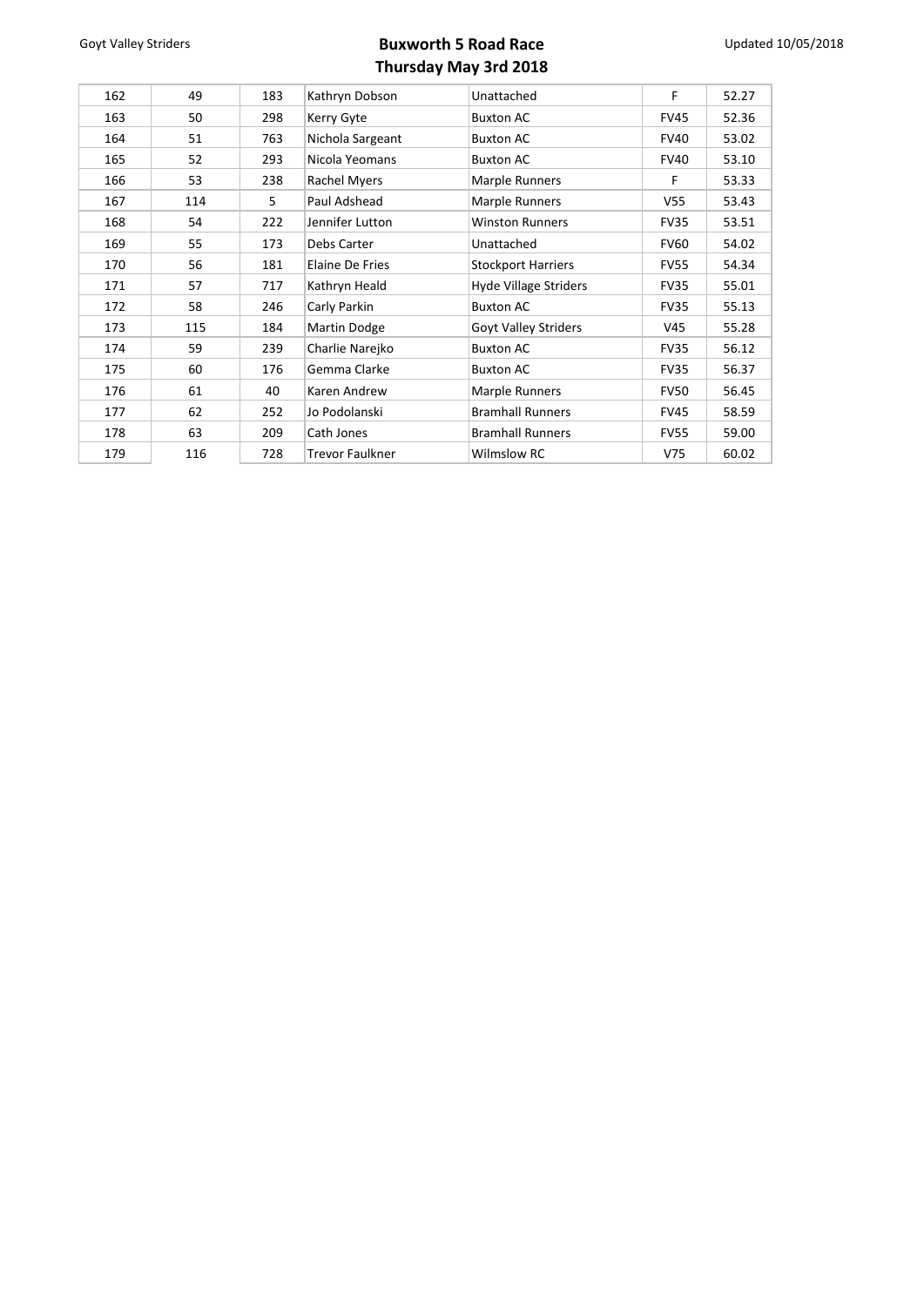# Buxworth 5 Road Race
## Thursday May 3rd 2018

| | | | | | | |
|---|---|---|---|---|---|---|
| 162 | 49 | 183 | Kathryn Dobson | Unattached | F | 52.27 |
| 163 | 50 | 298 | Kerry Gyte | Buxton AC | FV45 | 52.36 |
| 164 | 51 | 763 | Nichola Sargeant | Buxton AC | FV40 | 53.02 |
| 165 | 52 | 293 | Nicola Yeomans | Buxton AC | FV40 | 53.10 |
| 166 | 53 | 238 | Rachel Myers | Marple Runners | F | 53.33 |
| 167 | 114 | 5 | Paul Adshead | Marple Runners | V55 | 53.43 |
| 168 | 54 | 222 | Jennifer Lutton | Winston Runners | FV35 | 53.51 |
| 169 | 55 | 173 | Debs Carter | Unattached | FV60 | 54.02 |
| 170 | 56 | 181 | Elaine De Fries | Stockport Harriers | FV55 | 54.34 |
| 171 | 57 | 717 | Kathryn Heald | Hyde Village Striders | FV35 | 55.01 |
| 172 | 58 | 246 | Carly Parkin | Buxton AC | FV35 | 55.13 |
| 173 | 115 | 184 | Martin Dodge | Goyt Valley Striders | V45 | 55.28 |
| 174 | 59 | 239 | Charlie Narejko | Buxton AC | FV35 | 56.12 |
| 175 | 60 | 176 | Gemma Clarke | Buxton AC | FV35 | 56.37 |
| 176 | 61 | 40 | Karen Andrew | Marple Runners | FV50 | 56.45 |
| 177 | 62 | 252 | Jo Podolanski | Bramhall Runners | FV45 | 58.59 |
| 178 | 63 | 209 | Cath Jones | Bramhall Runners | FV55 | 59.00 |
| 179 | 116 | 728 | Trevor Faulkner | Wilmslow RC | V75 | 60.02 |